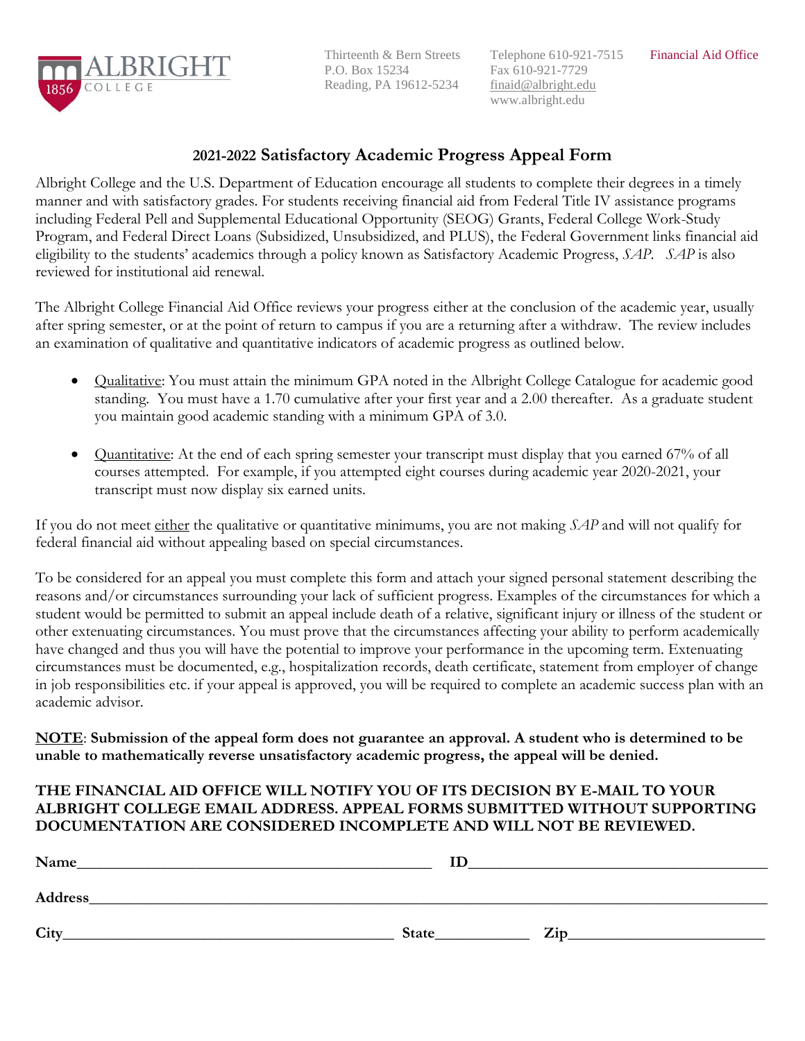ALBRIGHT COLLEGE 1856

Thirteenth & Bern Streets
P.O. Box 15234
Reading, PA 19612-5234

Telephone 610-921-7515
Fax 610-921-7729
finaid@albright.edu
www.albright.edu

Financial Aid Office

## 2021-2022 Satisfactory Academic Progress Appeal Form

Albright College and the U.S. Department of Education encourage all students to complete their degrees in a timely manner and with satisfactory grades. For students receiving financial aid from Federal Title IV assistance programs including Federal Pell and Supplemental Educational Opportunity (SEOG) Grants, Federal College Work-Study Program, and Federal Direct Loans (Subsidized, Unsubsidized, and PLUS), the Federal Government links financial aid eligibility to the students' academics through a policy known as Satisfactory Academic Progress, *SAP*. *SAP* is also reviewed for institutional aid renewal.

The Albright College Financial Aid Office reviews your progress either at the conclusion of the academic year, usually after spring semester, or at the point of return to campus if you are a returning after a withdraw. The review includes an examination of qualitative and quantitative indicators of academic progress as outlined below.

- Qualitative: You must attain the minimum GPA noted in the Albright College Catalogue for academic good standing. You must have a 1.70 cumulative after your first year and a 2.00 thereafter. As a graduate student you maintain good academic standing with a minimum GPA of 3.0.

- Quantitative: At the end of each spring semester your transcript must display that you earned 67% of all courses attempted. For example, if you attempted eight courses during academic year 2020-2021, your transcript must now display six earned units.

If you do not meet either the qualitative or quantitative minimums, you are not making *SAP* and will not qualify for federal financial aid without appealing based on special circumstances.

To be considered for an appeal you must complete this form and attach your signed personal statement describing the reasons and/or circumstances surrounding your lack of sufficient progress. Examples of the circumstances for which a student would be permitted to submit an appeal include death of a relative, significant injury or illness of the student or other extenuating circumstances. You must prove that the circumstances affecting your ability to perform academically have changed and thus you will have the potential to improve your performance in the upcoming term. Extenuating circumstances must be documented, e.g., hospitalization records, death certificate, statement from employer of change in job responsibilities etc. if your appeal is approved, you will be required to complete an academic success plan with an academic advisor.

**NOTE: Submission of the appeal form does not guarantee an approval. A student who is determined to be unable to mathematically reverse unsatisfactory academic progress, the appeal will be denied.**

**THE FINANCIAL AID OFFICE WILL NOTIFY YOU OF ITS DECISION BY E-MAIL TO YOUR ALBRIGHT COLLEGE EMAIL ADDRESS. APPEAL FORMS SUBMITTED WITHOUT SUPPORTING DOCUMENTATION ARE CONSIDERED INCOMPLETE AND WILL NOT BE REVIEWED.**

**Name**______________________________ **ID**______________________________

**Address**____________________________________________________________

**City**______________________________ **State**__________ **Zip**__________________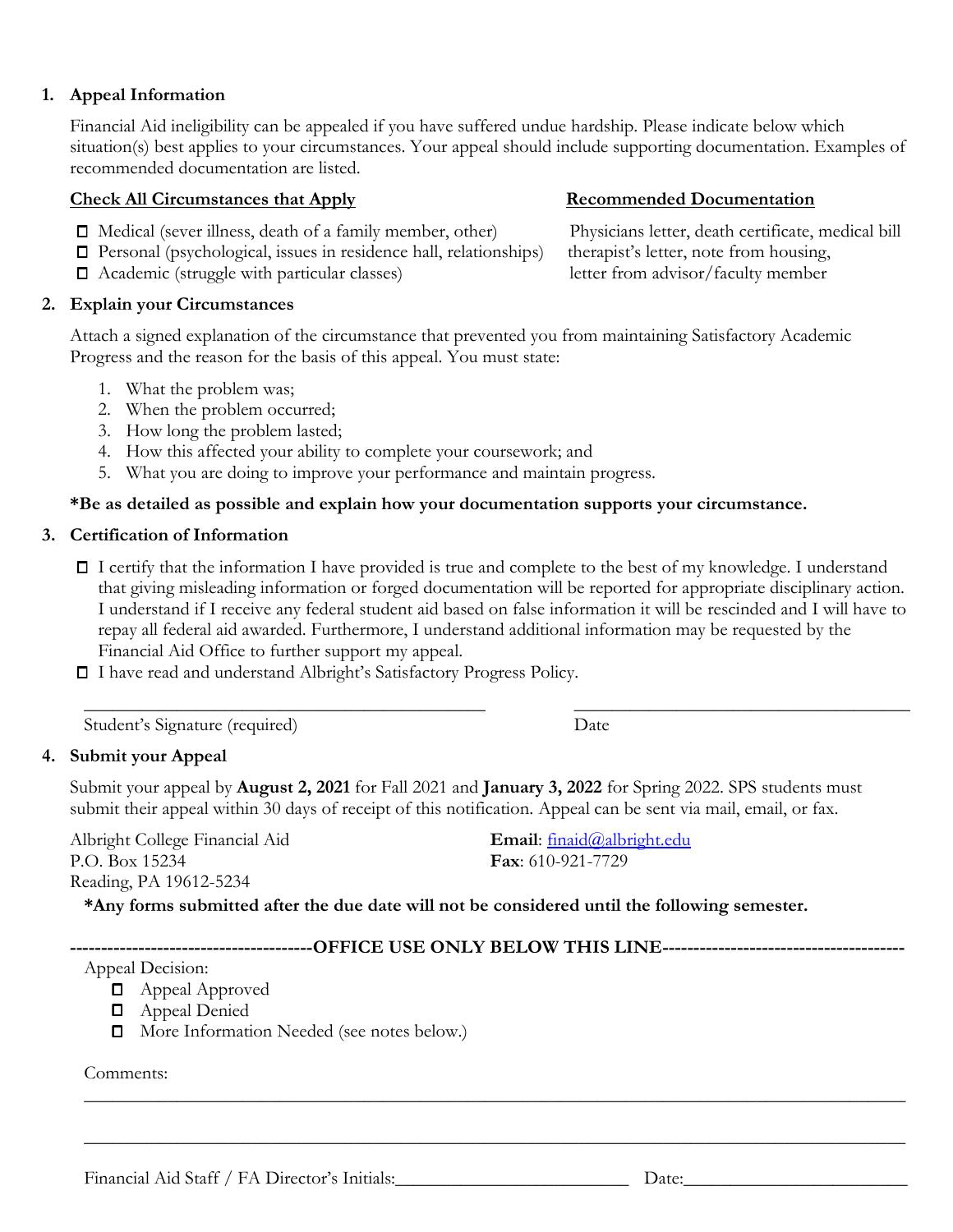## 1. Appeal Information

Financial Aid ineligibility can be appealed if you have suffered undue hardship. Please indicate below which situation(s) best applies to your circumstances. Your appeal should include supporting documentation. Examples of recommended documentation are listed.

| Check All Circumstances that Apply | Recommended Documentation |
| --- | --- |
| ☐ Medical (sever illness, death of a family member, other) | Physicians letter, death certificate, medical bill |
| ☐ Personal (psychological, issues in residence hall, relationships) | therapist's letter, note from housing, |
| ☐ Academic (struggle with particular classes) | letter from advisor/faculty member |

## 2. Explain your Circumstances

Attach a signed explanation of the circumstance that prevented you from maintaining Satisfactory Academic Progress and the reason for the basis of this appeal. You must state:

1. What the problem was;
2. When the problem occurred;
3. How long the problem lasted;
4. How this affected your ability to complete your coursework; and
5. What you are doing to improve your performance and maintain progress.

**\*Be as detailed as possible and explain how your documentation supports your circumstance.**

## 3. Certification of Information

- ☐ I certify that the information I have provided is true and complete to the best of my knowledge. I understand that giving misleading information or forged documentation will be reported for appropriate disciplinary action. I understand if I receive any federal student aid based on false information it will be rescinded and I will have to repay all federal aid awarded. Furthermore, I understand additional information may be requested by the Financial Aid Office to further support my appeal.
- ☐ I have read and understand Albright's Satisfactory Progress Policy.

_______________________________________ _______________________________

Student's Signature (required) Date

## 4. Submit your Appeal

Submit your appeal by **August 2, 2021** for Fall 2021 and **January 3, 2022** for Spring 2022. SPS students must submit their appeal within 30 days of receipt of this notification. Appeal can be sent via mail, email, or fax.

Albright College Financial Aid
P.O. Box 15234
Reading, PA 19612-5234

**Email**: finaid@albright.edu
**Fax**: 610-921-7729

**\*Any forms submitted after the due date will not be considered until the following semester.**

**--------------------------------------OFFICE USE ONLY BELOW THIS LINE--------------------------------------**

Appeal Decision:

- ☐ Appeal Approved
- ☐ Appeal Denied
- ☐ More Information Needed (see notes below.)

Comments:

_______________________________________________________________________________

_______________________________________________________________________________

Financial Aid Staff / FA Director's Initials:_______________________ Date:_______________________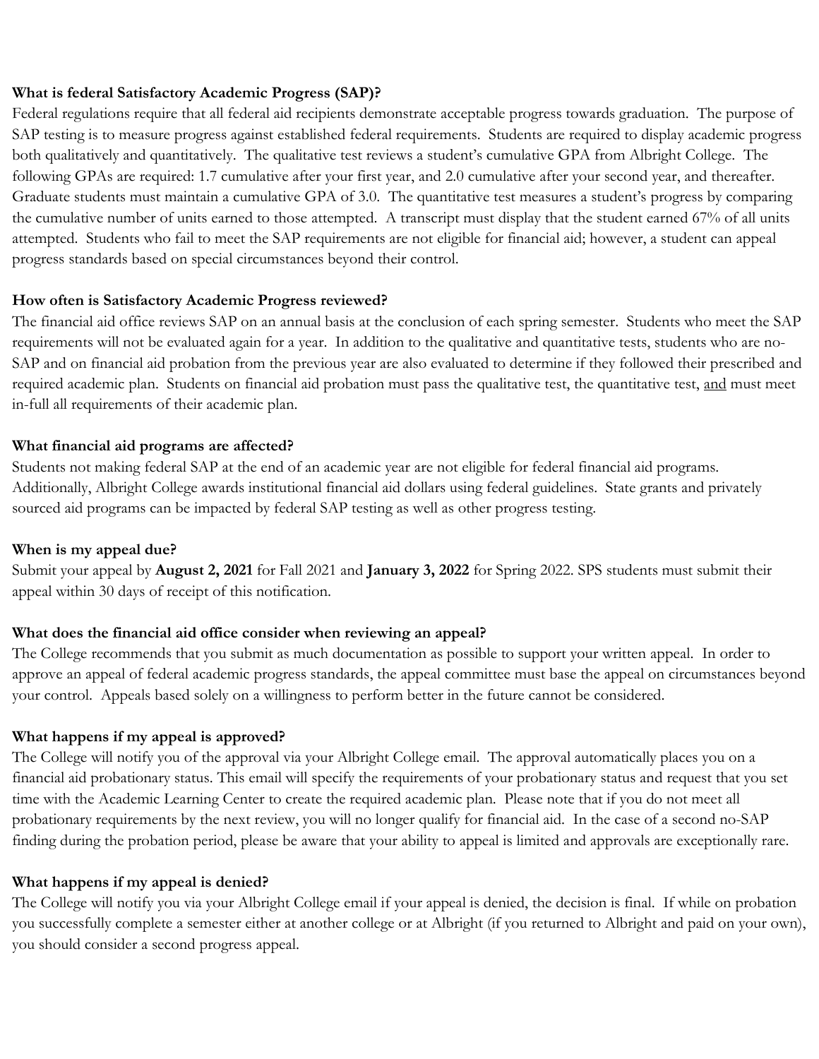**What is federal Satisfactory Academic Progress (SAP)?**

Federal regulations require that all federal aid recipients demonstrate acceptable progress towards graduation. The purpose of SAP testing is to measure progress against established federal requirements. Students are required to display academic progress both qualitatively and quantitatively. The qualitative test reviews a student's cumulative GPA from Albright College. The following GPAs are required: 1.7 cumulative after your first year, and 2.0 cumulative after your second year, and thereafter. Graduate students must maintain a cumulative GPA of 3.0. The quantitative test measures a student's progress by comparing the cumulative number of units earned to those attempted. A transcript must display that the student earned 67% of all units attempted. Students who fail to meet the SAP requirements are not eligible for financial aid; however, a student can appeal progress standards based on special circumstances beyond their control.

**How often is Satisfactory Academic Progress reviewed?**

The financial aid office reviews SAP on an annual basis at the conclusion of each spring semester. Students who meet the SAP requirements will not be evaluated again for a year. In addition to the qualitative and quantitative tests, students who are no-SAP and on financial aid probation from the previous year are also evaluated to determine if they followed their prescribed and required academic plan. Students on financial aid probation must pass the qualitative test, the quantitative test, <u>and</u> must meet in-full all requirements of their academic plan.

**What financial aid programs are affected?**

Students not making federal SAP at the end of an academic year are not eligible for federal financial aid programs. Additionally, Albright College awards institutional financial aid dollars using federal guidelines. State grants and privately sourced aid programs can be impacted by federal SAP testing as well as other progress testing.

**When is my appeal due?**

Submit your appeal by **August 2, 2021** for Fall 2021 and **January 3, 2022** for Spring 2022. SPS students must submit their appeal within 30 days of receipt of this notification.

**What does the financial aid office consider when reviewing an appeal?**

The College recommends that you submit as much documentation as possible to support your written appeal. In order to approve an appeal of federal academic progress standards, the appeal committee must base the appeal on circumstances beyond your control. Appeals based solely on a willingness to perform better in the future cannot be considered.

**What happens if my appeal is approved?**

The College will notify you of the approval via your Albright College email. The approval automatically places you on a financial aid probationary status. This email will specify the requirements of your probationary status and request that you set time with the Academic Learning Center to create the required academic plan. Please note that if you do not meet all probationary requirements by the next review, you will no longer qualify for financial aid. In the case of a second no-SAP finding during the probation period, please be aware that your ability to appeal is limited and approvals are exceptionally rare.

**What happens if my appeal is denied?**

The College will notify you via your Albright College email if your appeal is denied, the decision is final. If while on probation you successfully complete a semester either at another college or at Albright (if you returned to Albright and paid on your own), you should consider a second progress appeal.